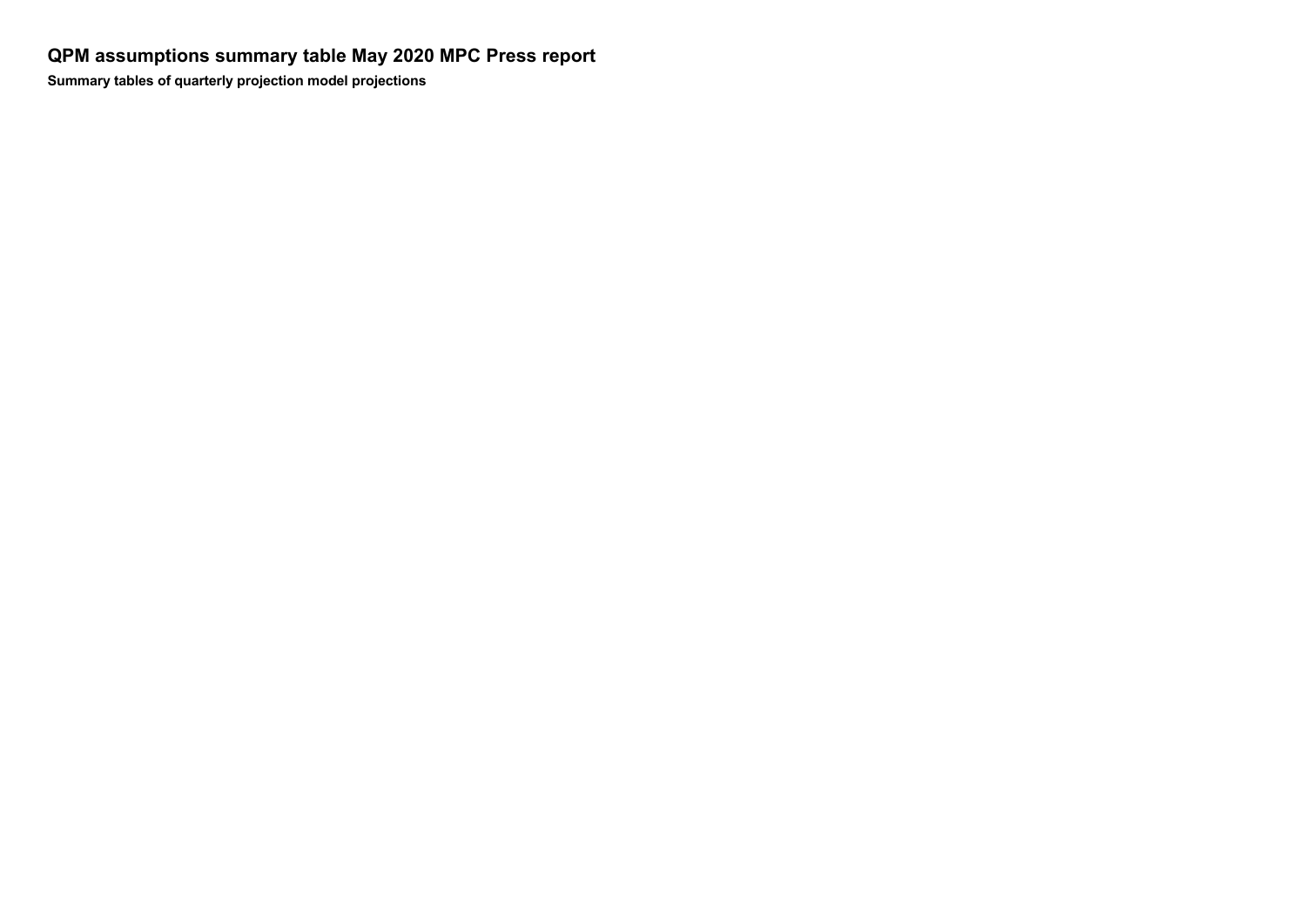# QPM assumptions summary table May 2020 MPC Press report

**Summary tables of quarterly projection model projections**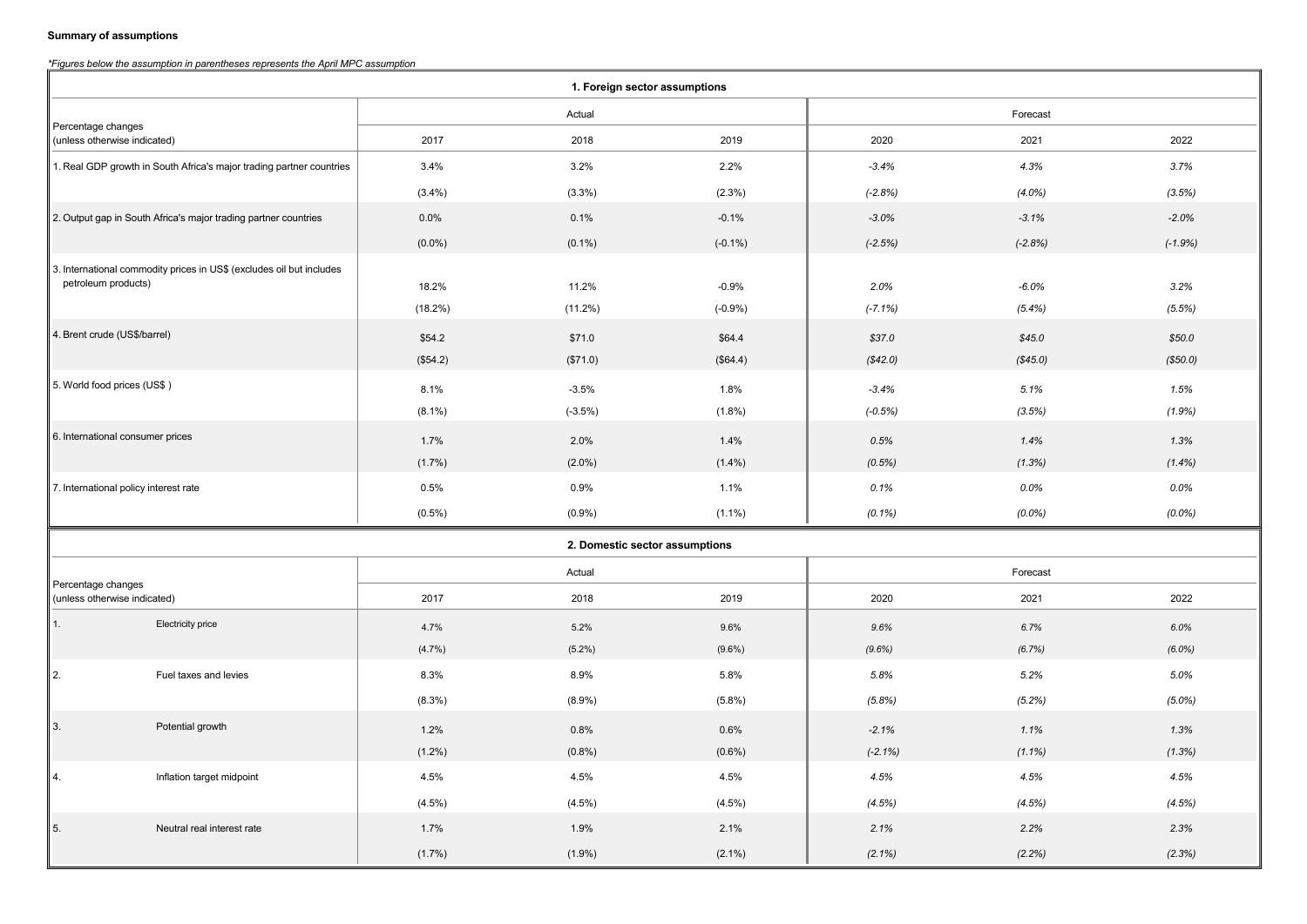**Summary of assumptions**

*\*Figures below the assumption in parentheses represents the April MPC assumption*

| 1. Foreign sector assumptions | | | | | | |
|---|---|---|---|---|---|---|
| Percentage changes (unless otherwise indicated) | Actual | | | Forecast | | |
| | 2017 | 2018 | 2019 | 2020 | 2021 | 2022 |
| 1. Real GDP growth in South Africa's major trading partner countries | 3.4% | 3.2% | 2.2% | *-3.4%* | *4.3%* | *3.7%* |
| | (3.4%) | (3.3%) | (2.3%) | *(-2.8%)* | *(4.0%)* | *(3.5%)* |
| 2. Output gap in South Africa's major trading partner countries | 0.0% | 0.1% | -0.1% | *-3.0%* | *-3.1%* | *-2.0%* |
| | (0.0%) | (0.1%) | (-0.1%) | *(-2.5%)* | *(-2.8%)* | *(-1.9%)* |
| 3. International commodity prices in US$ (excludes oil but includes petroleum products) | 18.2% | 11.2% | -0.9% | *2.0%* | *-6.0%* | *3.2%* |
| | (18.2%) | (11.2%) | (-0.9%) | *(-7.1%)* | *(5.4%)* | *(5.5%)* |
| 4. Brent crude (US$/barrel) | $54.2 | $71.0 | $64.4 | *$37.0* | *$45.0* | *$50.0* |
| | ($54.2) | ($71.0) | ($64.4) | *($42.0)* | *($45.0)* | *($50.0)* |
| 5. World food prices (US$ ) | 8.1% | -3.5% | 1.8% | *-3.4%* | *5.1%* | *1.5%* |
| | (8.1%) | (-3.5%) | (1.8%) | *(-0.5%)* | *(3.5%)* | *(1.9%)* |
| 6. International consumer prices | 1.7% | 2.0% | 1.4% | *0.5%* | *1.4%* | *1.3%* |
| | (1.7%) | (2.0%) | (1.4%) | *(0.5%)* | *(1.3%)* | *(1.4%)* |
| 7. International policy interest rate | 0.5% | 0.9% | 1.1% | *0.1%* | *0.0%* | *0.0%* |
| | (0.5%) | (0.9%) | (1.1%) | *(0.1%)* | *(0.0%)* | *(0.0%)* |

| 2. Domestic sector assumptions | | | | | | |
|---|---|---|---|---|---|---|
| Percentage changes (unless otherwise indicated) | Actual | | | Forecast | | |
| | 2017 | 2018 | 2019 | 2020 | 2021 | 2022 |
| 1. Electricity price | 4.7% | 5.2% | 9.6% | *9.6%* | *6.7%* | *6.0%* |
| | (4.7%) | (5.2%) | (9.6%) | *(9.6%)* | *(6.7%)* | *(6.0%)* |
| 2. Fuel taxes and levies | 8.3% | 8.9% | 5.8% | 5.8% | 5.2% | 5.0% |
| | (8.3%) | (8.9%) | (5.8%) | (5.8%) | (5.2%) | (5.0%) |
| 3. Potential growth | 1.2% | 0.8% | 0.6% | *-2.1%* | *1.1%* | *1.3%* |
| | (1.2%) | (0.8%) | (0.6%) | *(-2.1%)* | *(1.1%)* | *(1.3%)* |
| 4. Inflation target midpoint | 4.5% | 4.5% | 4.5% | *4.5%* | *4.5%* | *4.5%* |
| | (4.5%) | (4.5%) | (4.5%) | *(4.5%)* | *(4.5%)* | *(4.5%)* |
| 5. Neutral real interest rate | 1.7% | 1.9% | 2.1% | *2.1%* | *2.2%* | *2.3%* |
| | (1.7%) | (1.9%) | (2.1%) | *(2.1%)* | *(2.2%)* | *(2.3%)* |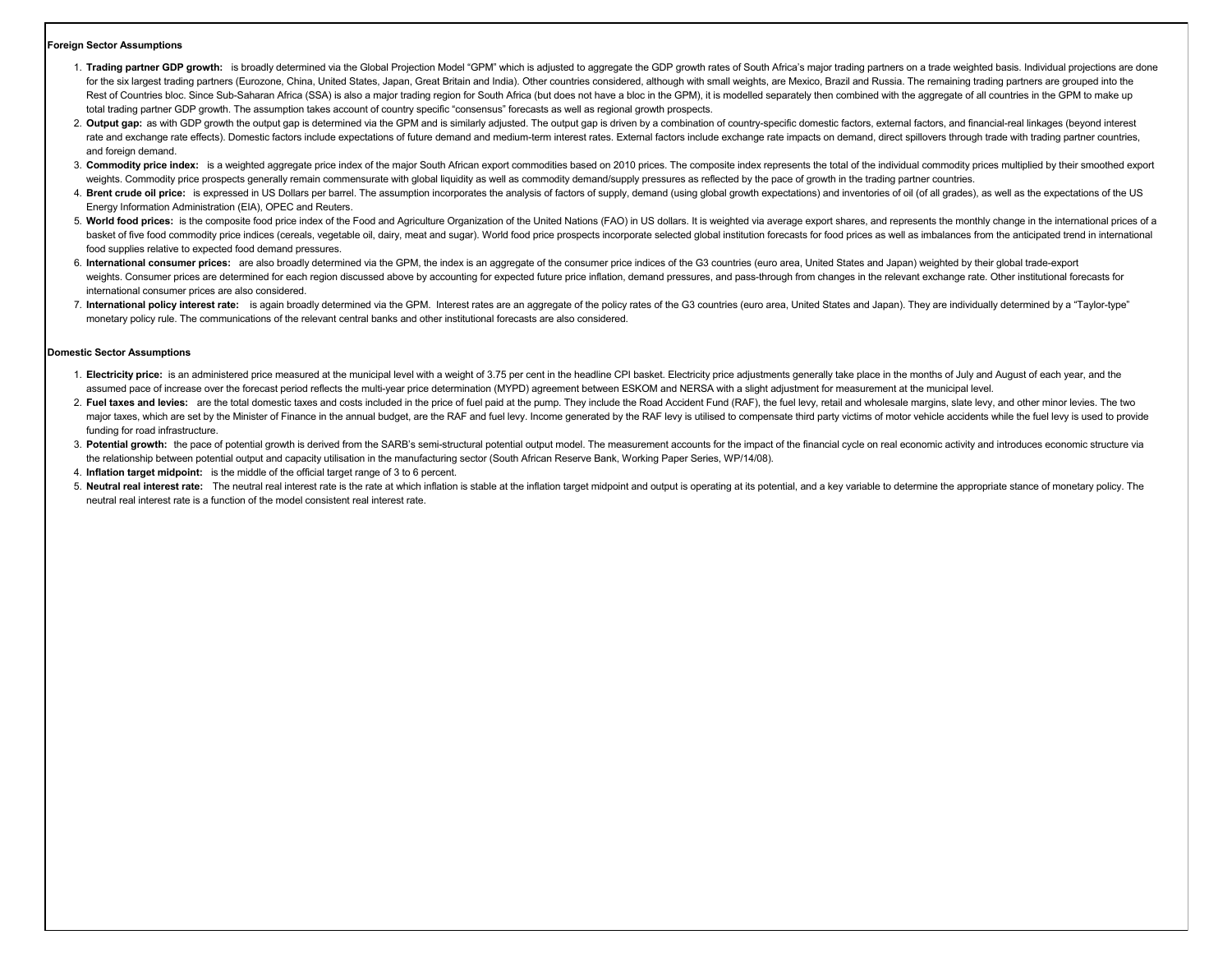**Foreign Sector Assumptions**

1. **Trading partner GDP growth:** is broadly determined via the Global Projection Model "GPM" which is adjusted to aggregate the GDP growth rates of South Africa's major trading partners on a trade weighted basis. Individual projections are done for the six largest trading partners (Eurozone, China, United States, Japan, Great Britain and India). Other countries considered, although with small weights, are Mexico, Brazil and Russia. The remaining trading partners are grouped into the Rest of Countries bloc. Since Sub-Saharan Africa (SSA) is also a major trading region for South Africa (but does not have a bloc in the GPM), it is modelled separately then combined with the aggregate of all countries in the GPM to make up total trading partner GDP growth. The assumption takes account of country specific "consensus" forecasts as well as regional growth prospects.
2. **Output gap:** as with GDP growth the output gap is determined via the GPM and is similarly adjusted. The output gap is driven by a combination of country-specific domestic factors, external factors, and financial-real linkages (beyond interest rate and exchange rate effects). Domestic factors include expectations of future demand and medium-term interest rates. External factors include exchange rate impacts on demand, direct spillovers through trade with trading partner countries, and foreign demand.
3. **Commodity price index:** is a weighted aggregate price index of the major South African export commodities based on 2010 prices. The composite index represents the total of the individual commodity prices multiplied by their smoothed export weights. Commodity price prospects generally remain commensurate with global liquidity as well as commodity demand/supply pressures as reflected by the pace of growth in the trading partner countries.
4. **Brent crude oil price:** is expressed in US Dollars per barrel. The assumption incorporates the analysis of factors of supply, demand (using global growth expectations) and inventories of oil (of all grades), as well as the expectations of the US Energy Information Administration (EIA), OPEC and Reuters.
5. **World food prices:** is the composite food price index of the Food and Agriculture Organization of the United Nations (FAO) in US dollars. It is weighted via average export shares, and represents the monthly change in the international prices of a basket of five food commodity price indices (cereals, vegetable oil, dairy, meat and sugar). World food price prospects incorporate selected global institution forecasts for food prices as well as imbalances from the anticipated trend in international food supplies relative to expected food demand pressures.
6. **International consumer prices:** are also broadly determined via the GPM, the index is an aggregate of the consumer price indices of the G3 countries (euro area, United States and Japan) weighted by their global trade-export weights. Consumer prices are determined for each region discussed above by accounting for expected future price inflation, demand pressures, and pass-through from changes in the relevant exchange rate. Other institutional forecasts for international consumer prices are also considered.
7. **International policy interest rate:** is again broadly determined via the GPM. Interest rates are an aggregate of the policy rates of the G3 countries (euro area, United States and Japan). They are individually determined by a "Taylor-type" monetary policy rule. The communications of the relevant central banks and other institutional forecasts are also considered.

**Domestic Sector Assumptions**

1. **Electricity price:** is an administered price measured at the municipal level with a weight of 3.75 per cent in the headline CPI basket. Electricity price adjustments generally take place in the months of July and August of each year, and the assumed pace of increase over the forecast period reflects the multi-year price determination (MYPD) agreement between ESKOM and NERSA with a slight adjustment for measurement at the municipal level.
2. **Fuel taxes and levies:** are the total domestic taxes and costs included in the price of fuel paid at the pump. They include the Road Accident Fund (RAF), the fuel levy, retail and wholesale margins, slate levy, and other minor levies. The two major taxes, which are set by the Minister of Finance in the annual budget, are the RAF and fuel levy. Income generated by the RAF levy is utilised to compensate third party victims of motor vehicle accidents while the fuel levy is used to provide funding for road infrastructure.
3. **Potential growth:** the pace of potential growth is derived from the SARB's semi-structural potential output model. The measurement accounts for the impact of the financial cycle on real economic activity and introduces economic structure via the relationship between potential output and capacity utilisation in the manufacturing sector (South African Reserve Bank, Working Paper Series, WP/14/08).
4. **Inflation target midpoint:** is the middle of the official target range of 3 to 6 percent.
5. **Neutral real interest rate:** The neutral real interest rate is the rate at which inflation is stable at the inflation target midpoint and output is operating at its potential, and a key variable to determine the appropriate stance of monetary policy. The neutral real interest rate is a function of the model consistent real interest rate.